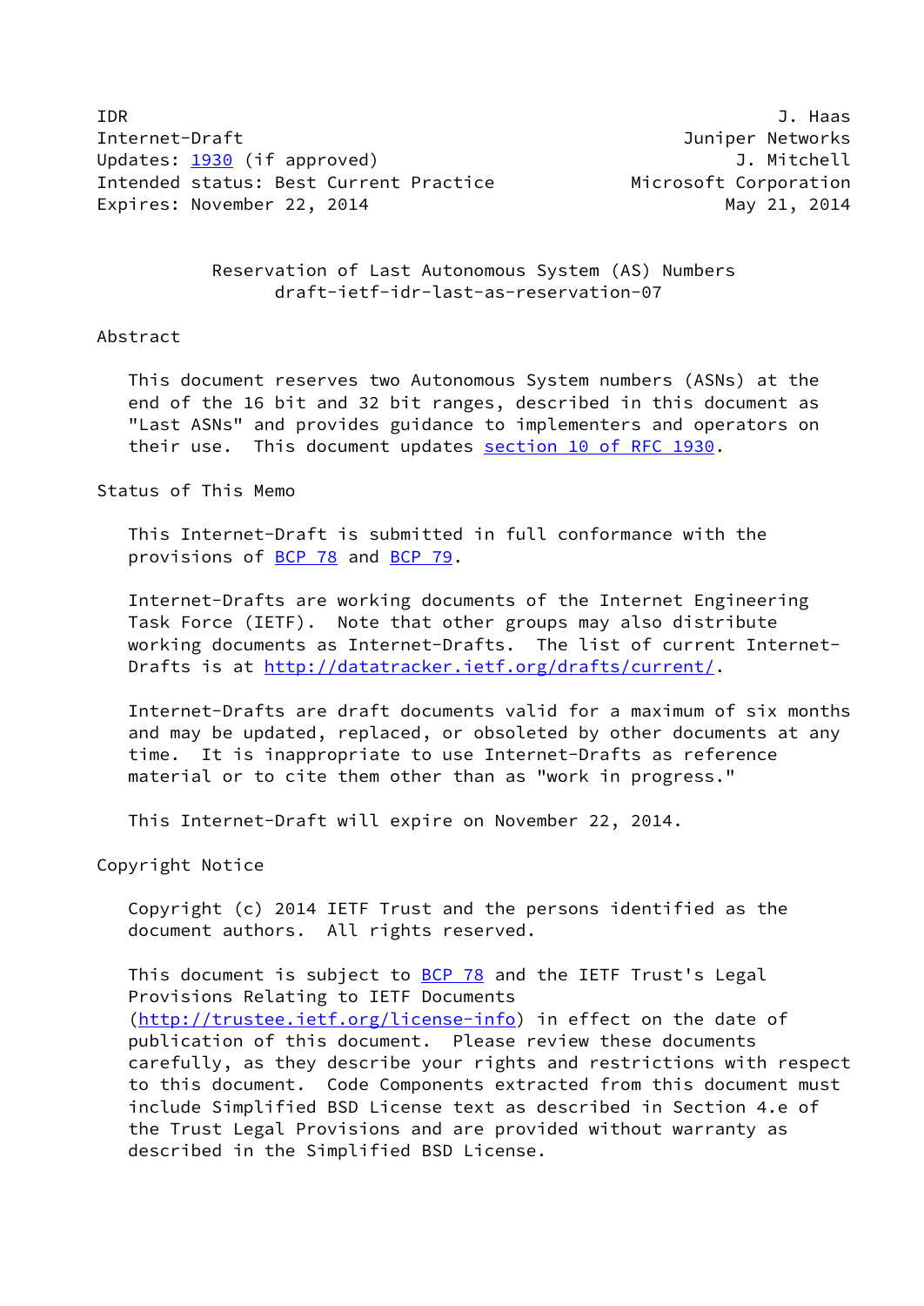IDR                                                              J. Haas
Internet-Draft                                          Juniper Networks
Updates: 1930 (if approved)                                  J. Mitchell
Intended status: Best Current Practice             Microsoft Corporation
Expires: November 22, 2014                                  May 21, 2014

# Reservation of Last Autonomous System (AS) Numbers
draft-ietf-idr-last-as-reservation-07

## Abstract

This document reserves two Autonomous System numbers (ASNs) at the end of the 16 bit and 32 bit ranges, described in this document as "Last ASNs" and provides guidance to implementers and operators on their use. This document updates section 10 of RFC 1930.

## Status of This Memo

This Internet-Draft is submitted in full conformance with the provisions of BCP 78 and BCP 79.

Internet-Drafts are working documents of the Internet Engineering Task Force (IETF). Note that other groups may also distribute working documents as Internet-Drafts. The list of current Internet-Drafts is at http://datatracker.ietf.org/drafts/current/.

Internet-Drafts are draft documents valid for a maximum of six months and may be updated, replaced, or obsoleted by other documents at any time. It is inappropriate to use Internet-Drafts as reference material or to cite them other than as "work in progress."

This Internet-Draft will expire on November 22, 2014.

## Copyright Notice

Copyright (c) 2014 IETF Trust and the persons identified as the document authors. All rights reserved.

This document is subject to BCP 78 and the IETF Trust's Legal Provisions Relating to IETF Documents (http://trustee.ietf.org/license-info) in effect on the date of publication of this document. Please review these documents carefully, as they describe your rights and restrictions with respect to this document. Code Components extracted from this document must include Simplified BSD License text as described in Section 4.e of the Trust Legal Provisions and are provided without warranty as described in the Simplified BSD License.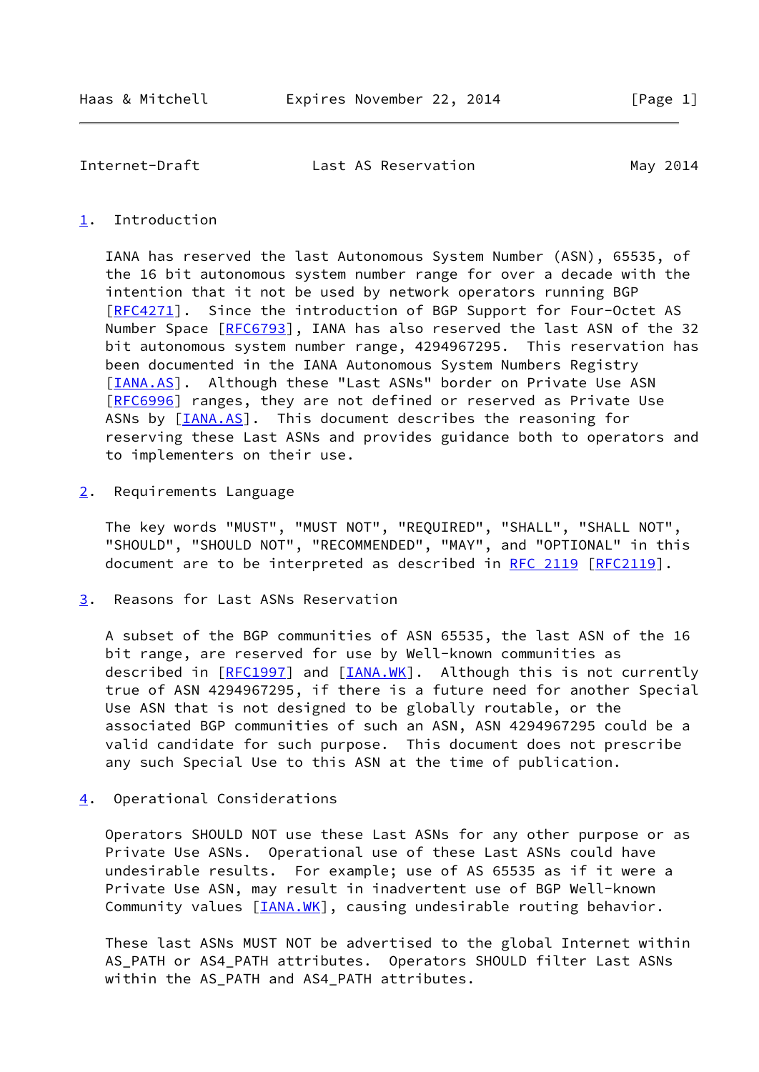## 1. Introduction

IANA has reserved the last Autonomous System Number (ASN), 65535, of the 16 bit autonomous system number range for over a decade with the intention that it not be used by network operators running BGP [RFC4271]. Since the introduction of BGP Support for Four-Octet AS Number Space [RFC6793], IANA has also reserved the last ASN of the 32 bit autonomous system number range, 4294967295. This reservation has been documented in the IANA Autonomous System Numbers Registry [IANA.AS]. Although these "Last ASNs" border on Private Use ASN [RFC6996] ranges, they are not defined or reserved as Private Use ASNs by [IANA.AS]. This document describes the reasoning for reserving these Last ASNs and provides guidance both to operators and to implementers on their use.

## 2. Requirements Language

The key words "MUST", "MUST NOT", "REQUIRED", "SHALL", "SHALL NOT", "SHOULD", "SHOULD NOT", "RECOMMENDED", "MAY", and "OPTIONAL" in this document are to be interpreted as described in RFC 2119 [RFC2119].

## 3. Reasons for Last ASNs Reservation

A subset of the BGP communities of ASN 65535, the last ASN of the 16 bit range, are reserved for use by Well-known communities as described in [RFC1997] and [IANA.WK]. Although this is not currently true of ASN 4294967295, if there is a future need for another Special Use ASN that is not designed to be globally routable, or the associated BGP communities of such an ASN, ASN 4294967295 could be a valid candidate for such purpose. This document does not prescribe any such Special Use to this ASN at the time of publication.

## 4. Operational Considerations

Operators SHOULD NOT use these Last ASNs for any other purpose or as Private Use ASNs. Operational use of these Last ASNs could have undesirable results. For example; use of AS 65535 as if it were a Private Use ASN, may result in inadvertent use of BGP Well-known Community values [IANA.WK], causing undesirable routing behavior.

These last ASNs MUST NOT be advertised to the global Internet within AS_PATH or AS4_PATH attributes. Operators SHOULD filter Last ASNs within the AS_PATH and AS4_PATH attributes.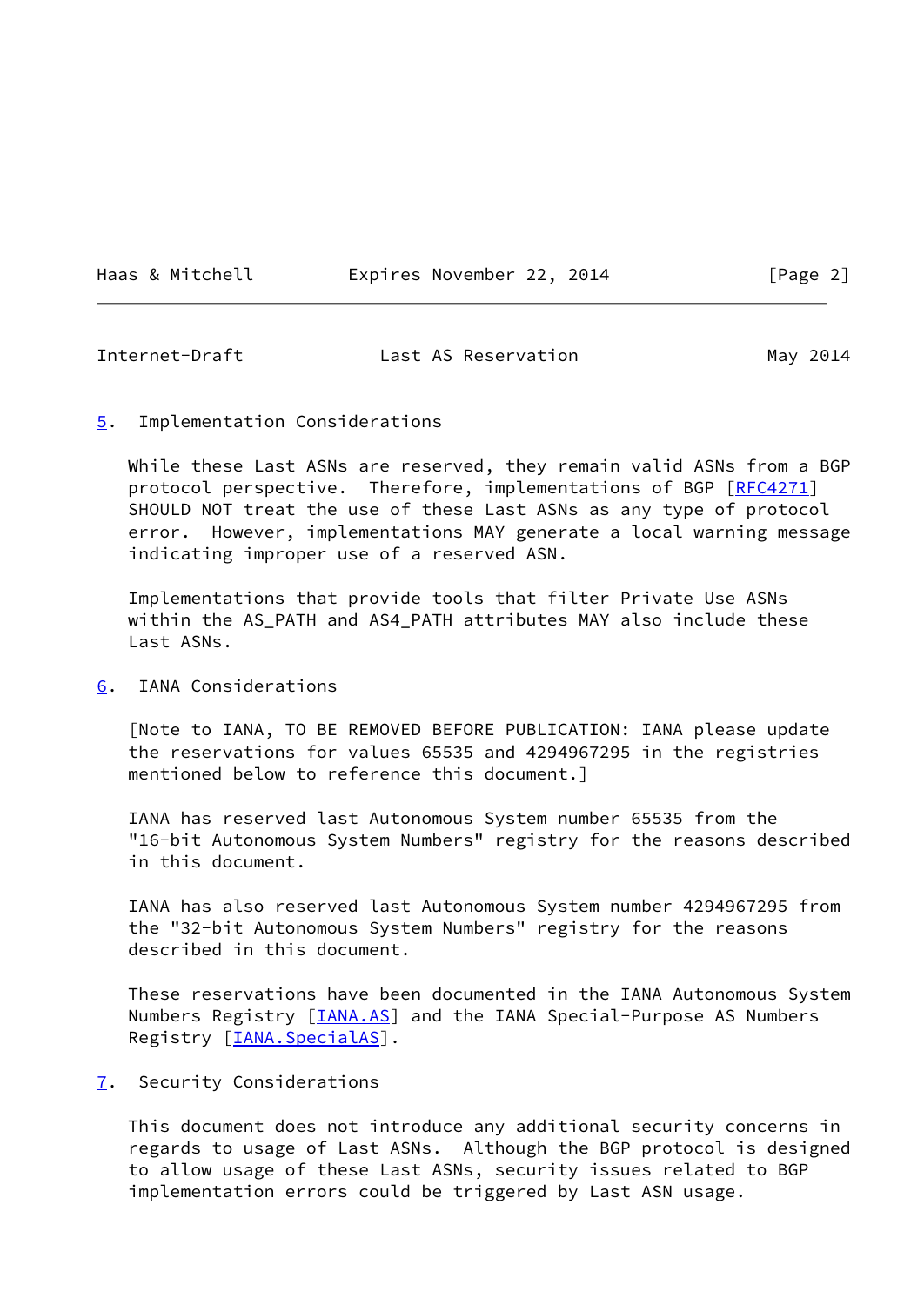## 5. Implementation Considerations

While these Last ASNs are reserved, they remain valid ASNs from a BGP protocol perspective. Therefore, implementations of BGP [RFC4271] SHOULD NOT treat the use of these Last ASNs as any type of protocol error. However, implementations MAY generate a local warning message indicating improper use of a reserved ASN.

Implementations that provide tools that filter Private Use ASNs within the AS_PATH and AS4_PATH attributes MAY also include these Last ASNs.

## 6. IANA Considerations

[Note to IANA, TO BE REMOVED BEFORE PUBLICATION: IANA please update the reservations for values 65535 and 4294967295 in the registries mentioned below to reference this document.]

IANA has reserved last Autonomous System number 65535 from the "16-bit Autonomous System Numbers" registry for the reasons described in this document.

IANA has also reserved last Autonomous System number 4294967295 from the "32-bit Autonomous System Numbers" registry for the reasons described in this document.

These reservations have been documented in the IANA Autonomous System Numbers Registry [IANA.AS] and the IANA Special-Purpose AS Numbers Registry [IANA.SpecialAS].

## 7. Security Considerations

This document does not introduce any additional security concerns in regards to usage of Last ASNs. Although the BGP protocol is designed to allow usage of these Last ASNs, security issues related to BGP implementation errors could be triggered by Last ASN usage.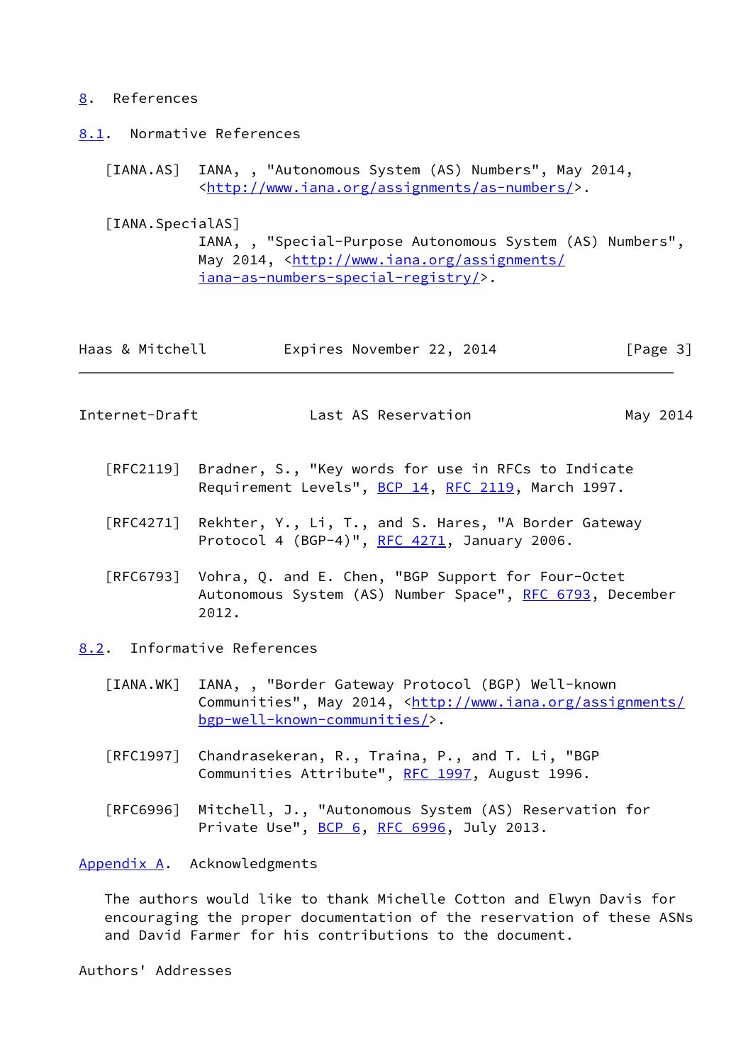## 8. References

### 8.1. Normative References

[IANA.AS] IANA, , "Autonomous System (AS) Numbers", May 2014, <http://www.iana.org/assignments/as-numbers/>.

[IANA.SpecialAS] IANA, , "Special-Purpose Autonomous System (AS) Numbers", May 2014, <http://www.iana.org/assignments/iana-as-numbers-special-registry/>.

[RFC2119] Bradner, S., "Key words for use in RFCs to Indicate Requirement Levels", BCP 14, RFC 2119, March 1997.

[RFC4271] Rekhter, Y., Li, T., and S. Hares, "A Border Gateway Protocol 4 (BGP-4)", RFC 4271, January 2006.

[RFC6793] Vohra, Q. and E. Chen, "BGP Support for Four-Octet Autonomous System (AS) Number Space", RFC 6793, December 2012.

### 8.2. Informative References

[IANA.WK] IANA, , "Border Gateway Protocol (BGP) Well-known Communities", May 2014, <http://www.iana.org/assignments/bgp-well-known-communities/>.

[RFC1997] Chandrasekeran, R., Traina, P., and T. Li, "BGP Communities Attribute", RFC 1997, August 1996.

[RFC6996] Mitchell, J., "Autonomous System (AS) Reservation for Private Use", BCP 6, RFC 6996, July 2013.

## Appendix A. Acknowledgments

The authors would like to thank Michelle Cotton and Elwyn Davis for encouraging the proper documentation of the reservation of these ASNs and David Farmer for his contributions to the document.

## Authors' Addresses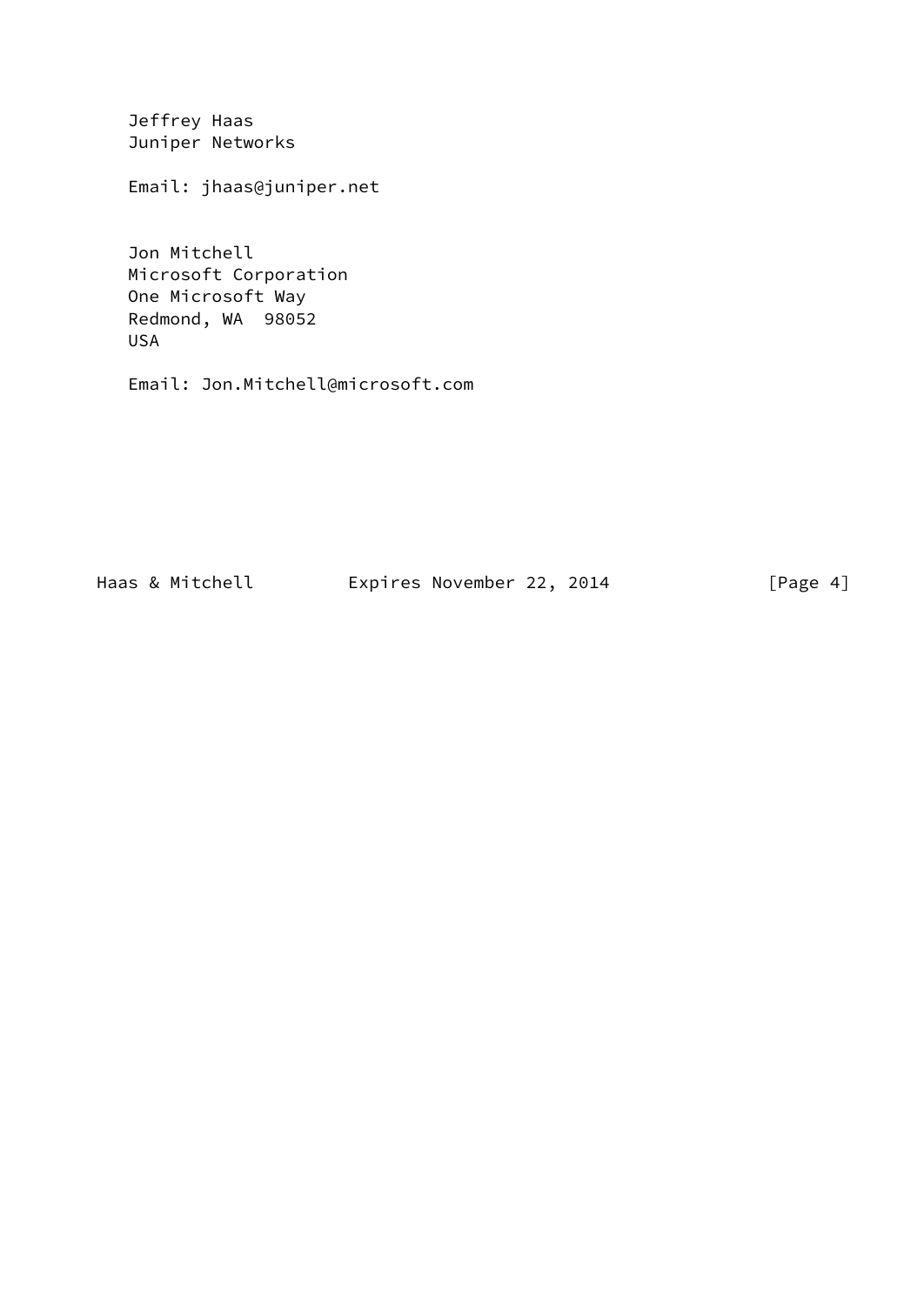Jeffrey Haas
Juniper Networks

Email: jhaas@juniper.net

Jon Mitchell
Microsoft Corporation
One Microsoft Way
Redmond, WA  98052
USA

Email: Jon.Mitchell@microsoft.com